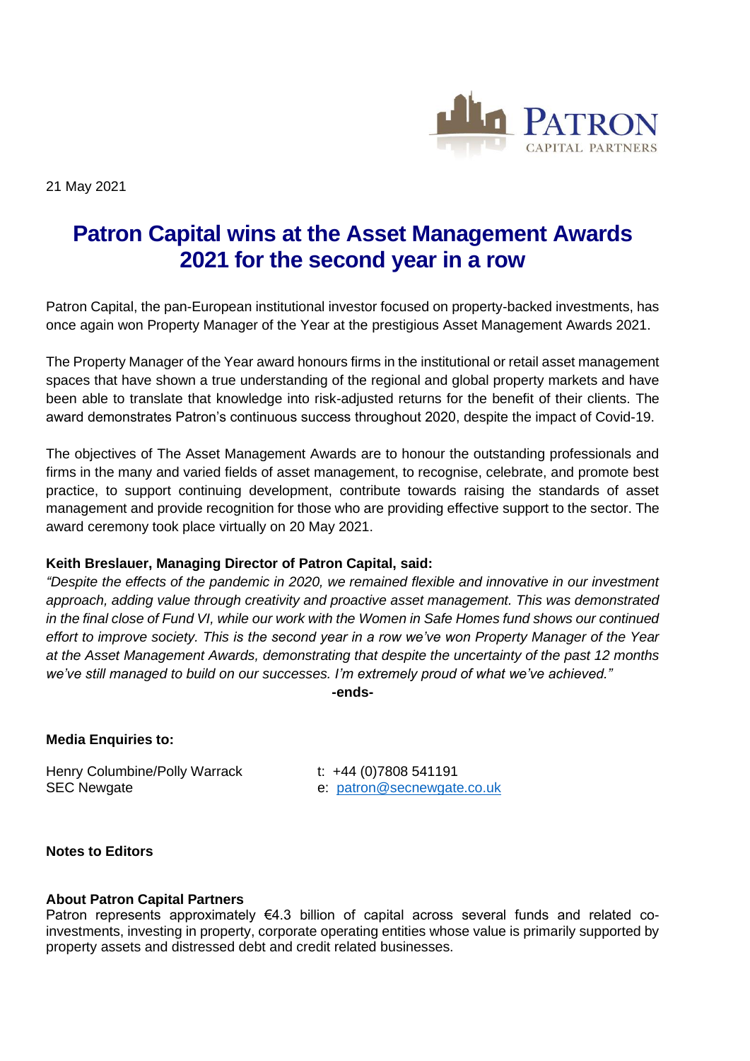21 May 2021

# Patron Capital wins at the Asset Management Awards 2021 for the second year in a row

Patron Capital, the pan-European institutional investor focused on property-backed investments, has once again won Property Manager of the Year at the prestigious Asset Management Awards 2021.

The Property Manager of the Year award honours firms in the institutional or retail asset management spaces that have shown a true understanding of the regional and global property markets and have been able to translate that knowledge into risk-adjusted returns for the benefit of their clients. The award demonstrates Patron's continuous success throughout 2020, despite the impact of Covid-19.

The objectives of The Asset Management Awards are to honour the outstanding professionals and firms in the many and varied fields of asset management, to recognise, celebrate, and promote best practice, to support continuing development, contribute towards raising the standards of asset management and provide recognition for those who are providing effective support to the sector. The award ceremony took place virtually on 20 May 2021.

**Keith Breslauer, Managing Director of Patron Capital, said:**

*"Despite the effects of the pandemic in 2020, we remained flexible and innovative in our investment approach, adding value through creativity and proactive asset management. This was demonstrated in the final close of Fund VI, while our work with the Women in Safe Homes fund shows our continued effort to improve society. This is the second year in a row we've won Property Manager of the Year at the Asset Management Awards, demonstrating that despite the uncertainty of the past 12 months we've still managed to build on our successes. I'm extremely proud of what we've achieved."*

**-ends-**

**Media Enquiries to:**

Henry Columbine/Polly Warrack
SEC Newgate

t: +44 (0)7808 541191
e: patron@secnewgate.co.uk

**Notes to Editors**

**About Patron Capital Partners**

Patron represents approximately €4.3 billion of capital across several funds and related co-investments, investing in property, corporate operating entities whose value is primarily supported by property assets and distressed debt and credit related businesses.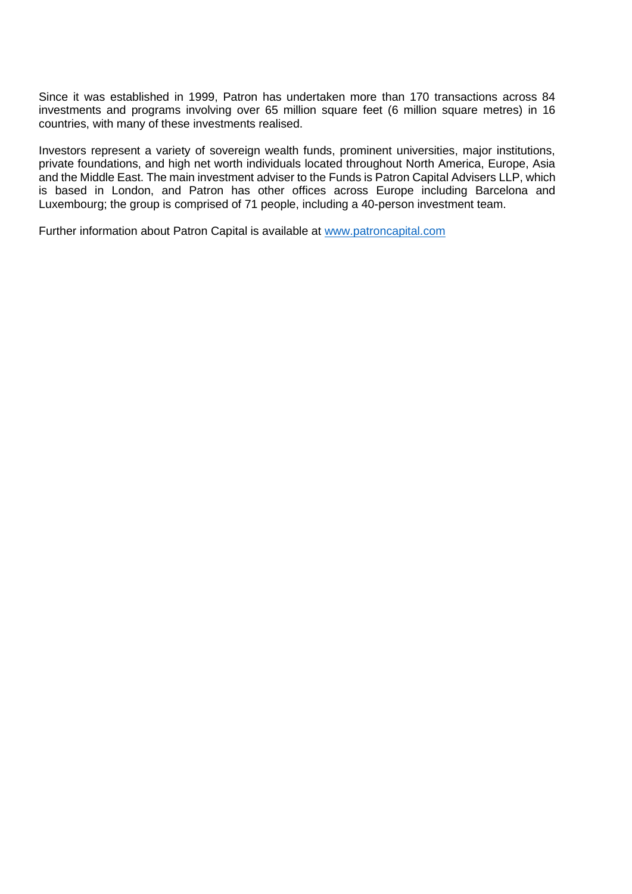Since it was established in 1999, Patron has undertaken more than 170 transactions across 84 investments and programs involving over 65 million square feet (6 million square metres) in 16 countries, with many of these investments realised.

Investors represent a variety of sovereign wealth funds, prominent universities, major institutions, private foundations, and high net worth individuals located throughout North America, Europe, Asia and the Middle East. The main investment adviser to the Funds is Patron Capital Advisers LLP, which is based in London, and Patron has other offices across Europe including Barcelona and Luxembourg; the group is comprised of 71 people, including a 40-person investment team.

Further information about Patron Capital is available at [www.patroncapital.com](http://www.patroncapital.com)